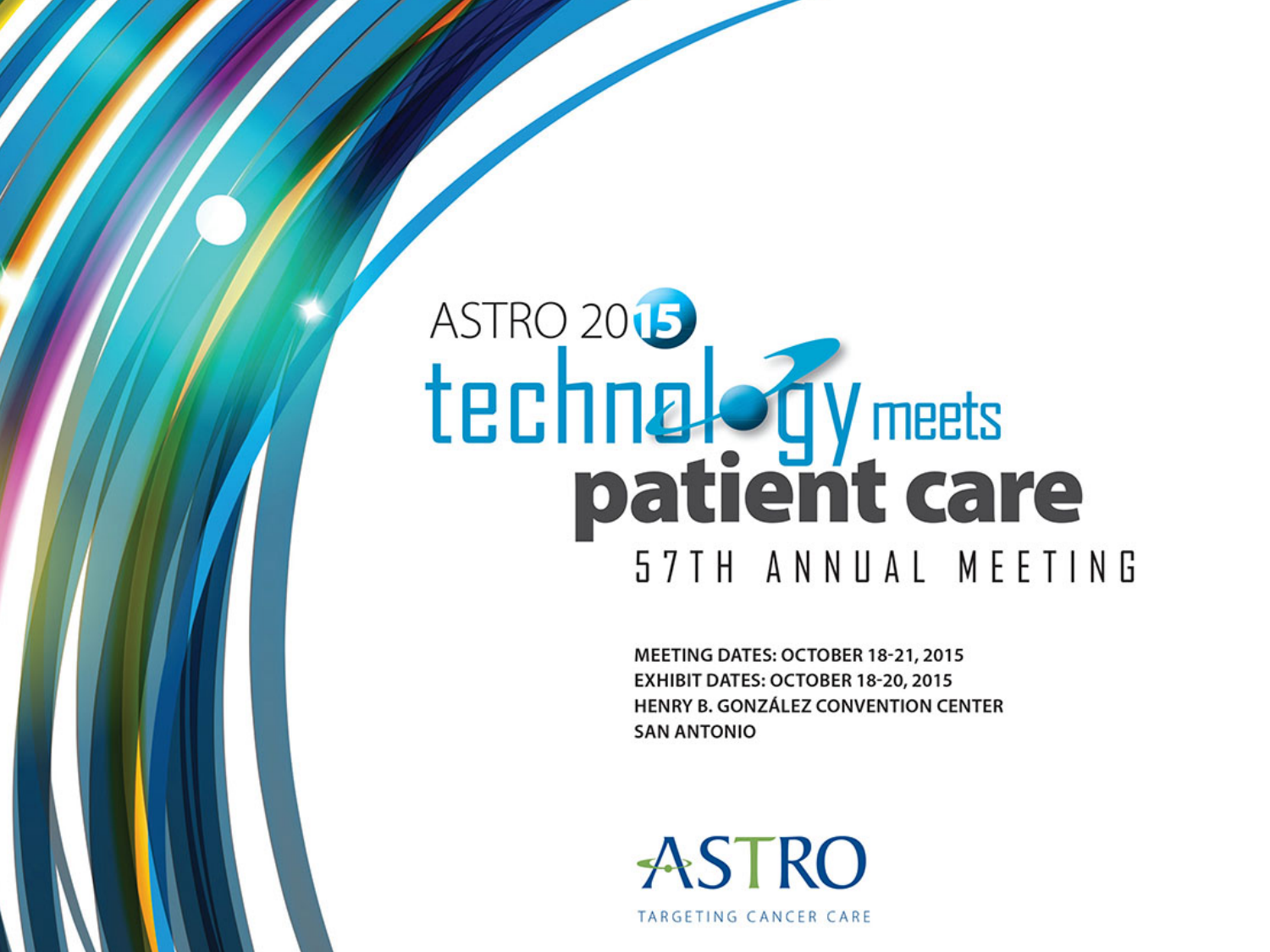ASTRO 2015

# technology meets patient care

## 57TH ANNUAL MEETING

**MEETING DATES: OCTOBER 18-21, 2015**
**EXHIBIT DATES: OCTOBER 18-20, 2015**
**HENRY B. GONZÁLEZ CONVENTION CENTER**
**SAN ANTONIO**

ASTRO

TARGETING CANCER CARE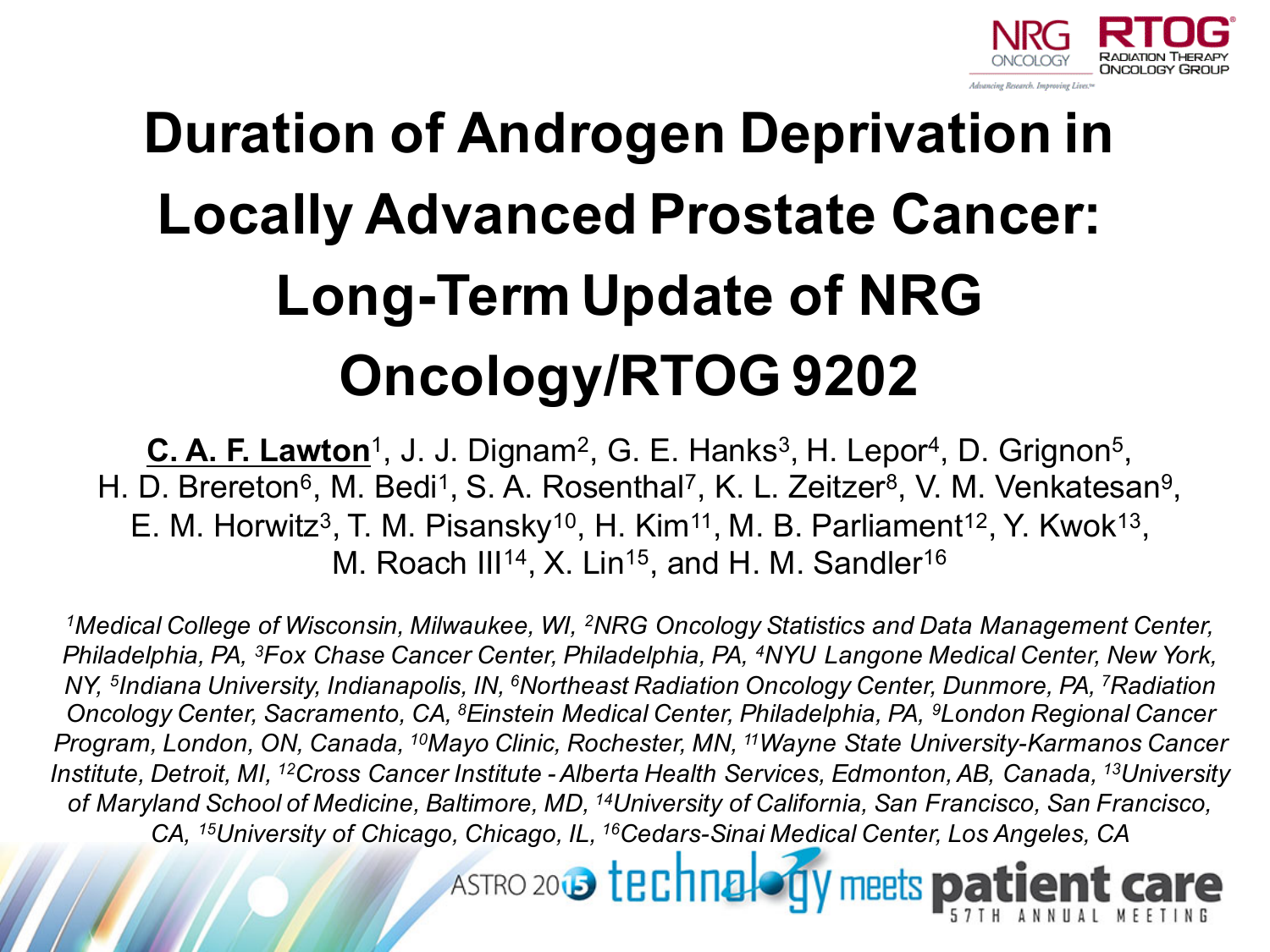# Duration of Androgen Deprivation in Locally Advanced Prostate Cancer: Long-Term Update of NRG Oncology/RTOG 9202

**C. A. F. Lawton**[1], J. J. Dignam[2], G. E. Hanks[3], H. Lepor[4], D. Grignon[5], H. D. Brereton[6], M. Bedi[1], S. A. Rosenthal[7], K. L. Zeitzer[8], V. M. Venkatesan[9], E. M. Horwitz[3], T. M. Pisansky[10], H. Kim[11], M. B. Parliament[12], Y. Kwok[13], M. Roach III[14], X. Lin[15], and H. M. Sandler[16]

*[1]Medical College of Wisconsin, Milwaukee, WI, [2]NRG Oncology Statistics and Data Management Center, Philadelphia, PA, [3]Fox Chase Cancer Center, Philadelphia, PA, [4]NYU Langone Medical Center, New York, NY, [5]Indiana University, Indianapolis, IN, [6]Northeast Radiation Oncology Center, Dunmore, PA, [7]Radiation Oncology Center, Sacramento, CA, [8]Einstein Medical Center, Philadelphia, PA, [9]London Regional Cancer Program, London, ON, Canada, [10]Mayo Clinic, Rochester, MN, [11]Wayne State University-Karmanos Cancer Institute, Detroit, MI, [12]Cross Cancer Institute - Alberta Health Services, Edmonton, AB, Canada, [13]University of Maryland School of Medicine, Baltimore, MD, [14]University of California, San Francisco, San Francisco, CA, [15]University of Chicago, Chicago, IL, [16]Cedars-Sinai Medical Center, Los Angeles, CA*

ASTRO 2015 technology meets patient care — 57TH ANNUAL MEETING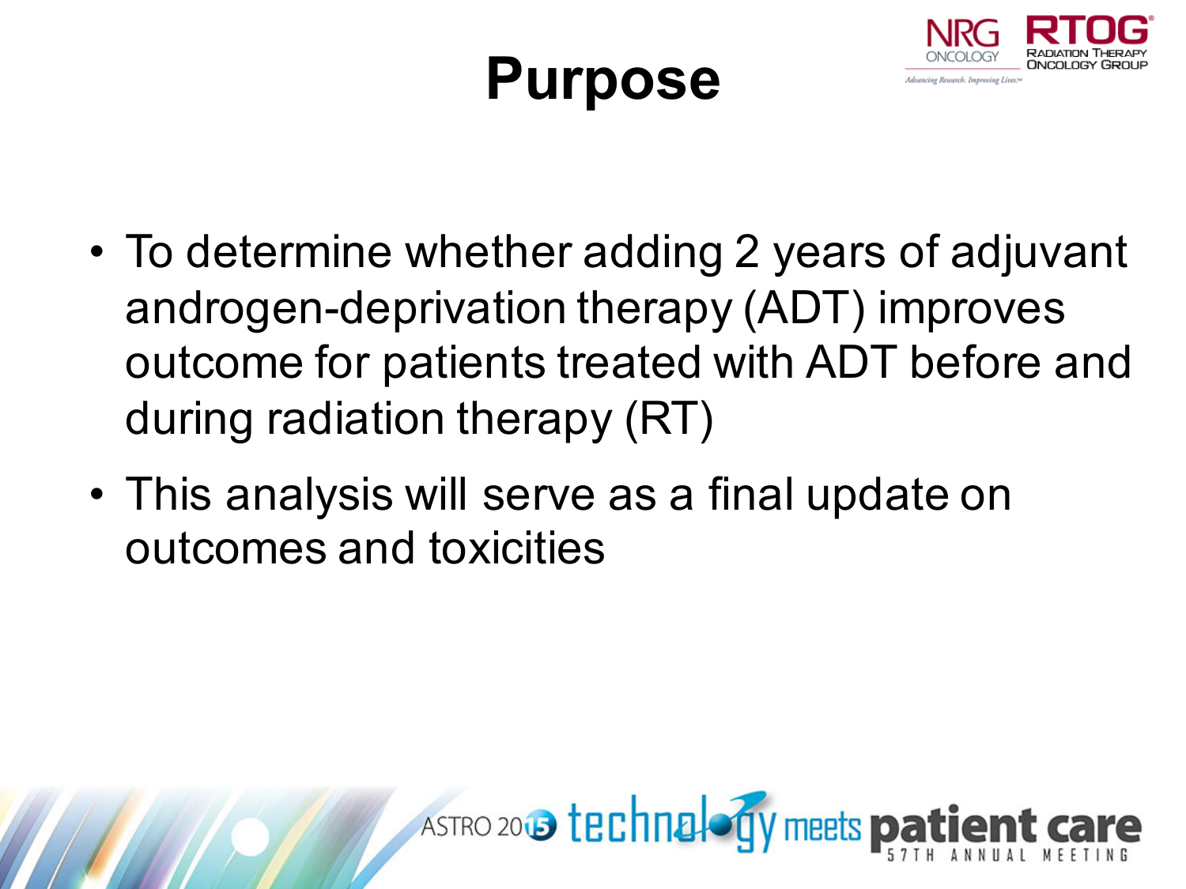# Purpose

- To determine whether adding 2 years of adjuvant androgen-deprivation therapy (ADT) improves outcome for patients treated with ADT before and during radiation therapy (RT)
- This analysis will serve as a final update on outcomes and toxicities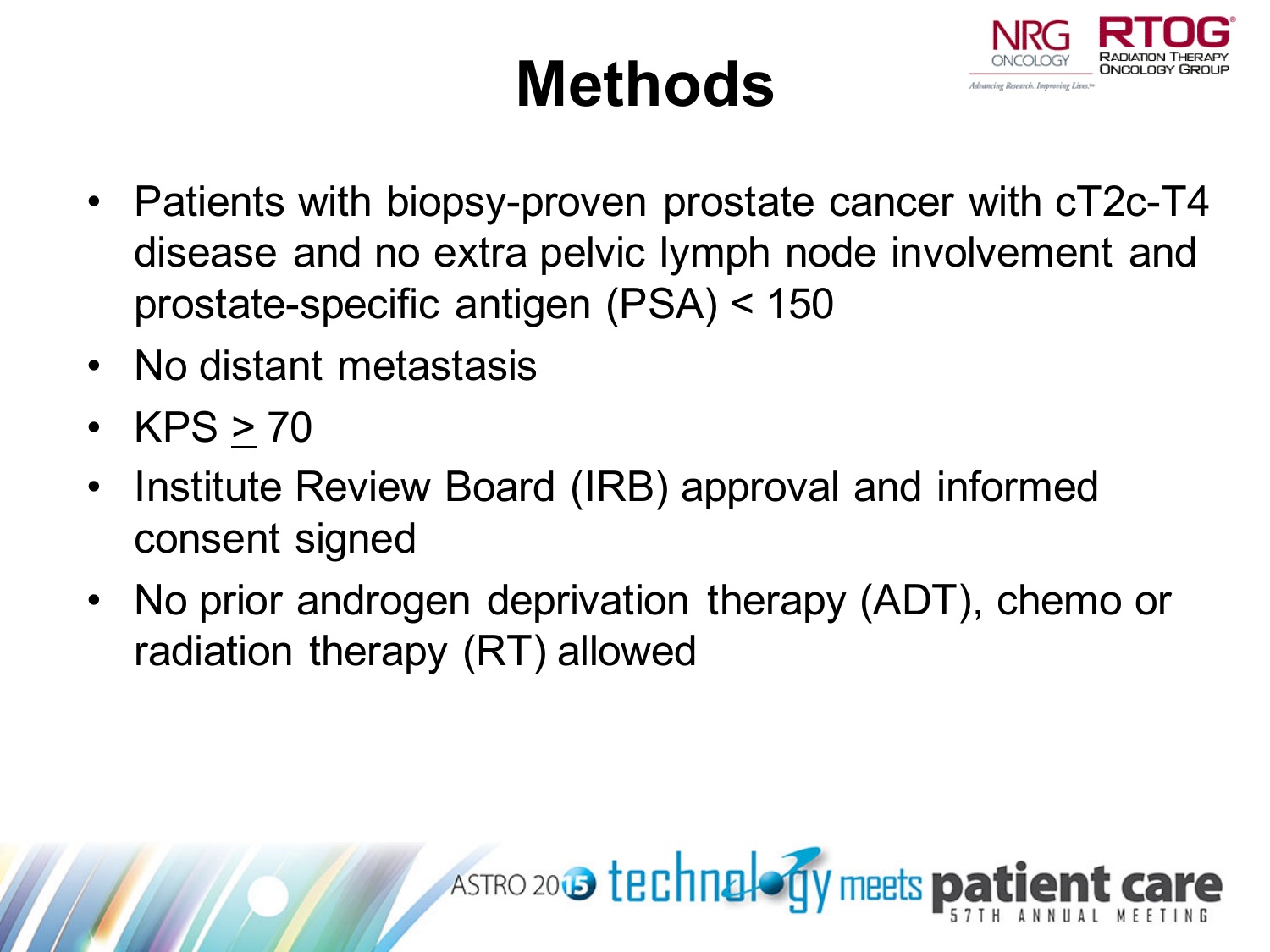# Methods

- Patients with biopsy-proven prostate cancer with cT2c-T4 disease and no extra pelvic lymph node involvement and prostate-specific antigen (PSA) < 150
- No distant metastasis
- KPS $\geq$ 70
- Institute Review Board (IRB) approval and informed consent signed
- No prior androgen deprivation therapy (ADT), chemo or radiation therapy (RT) allowed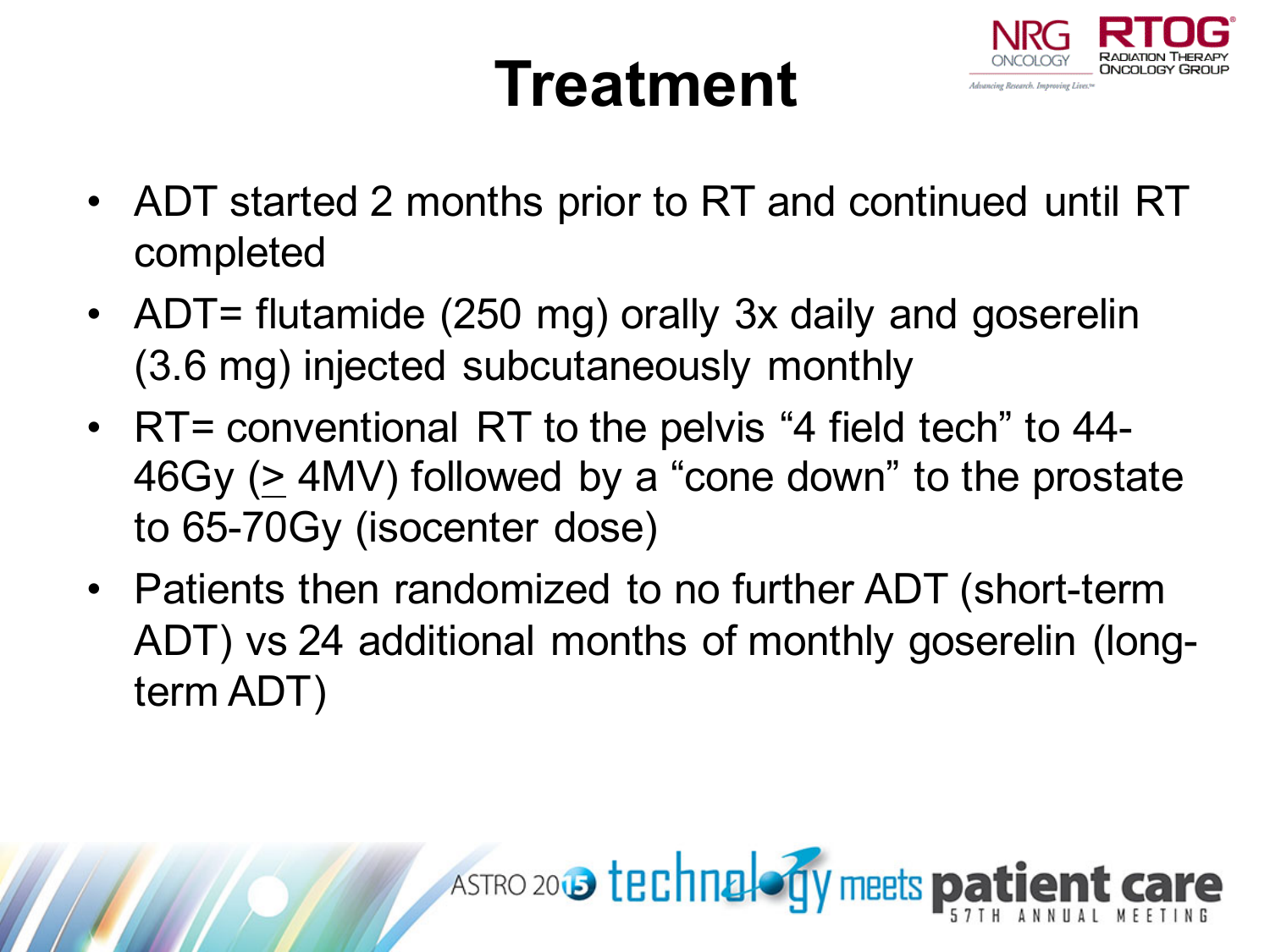# Treatment

- ADT started 2 months prior to RT and continued until RT completed
- ADT= flutamide (250 mg) orally 3x daily and goserelin (3.6 mg) injected subcutaneously monthly
- RT= conventional RT to the pelvis “4 field tech” to 44-46Gy ($\geq$ 4MV) followed by a “cone down” to the prostate to 65-70Gy (isocenter dose)
- Patients then randomized to no further ADT (short-term ADT) vs 24 additional months of monthly goserelin (long-term ADT)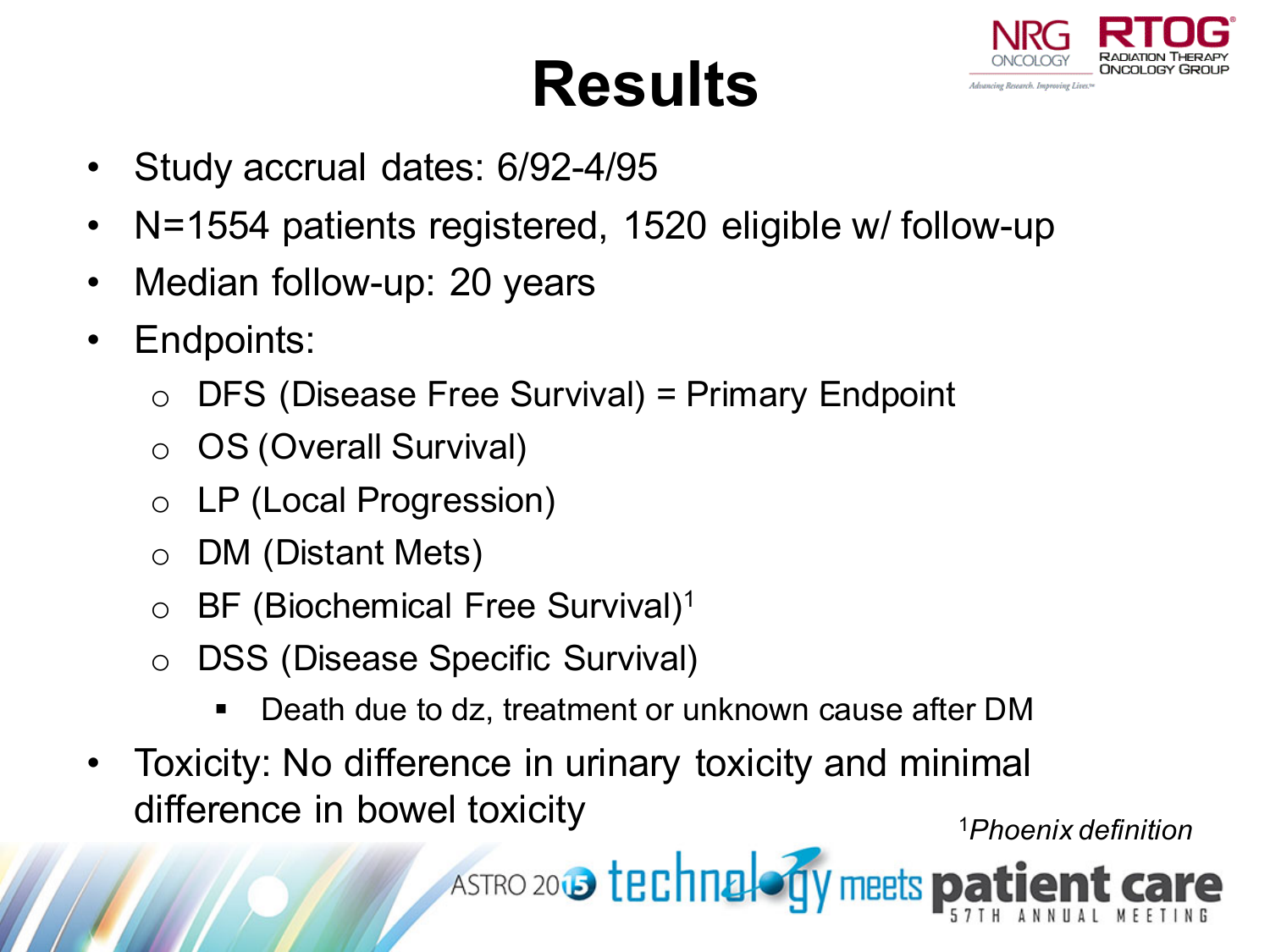# Results

- Study accrual dates: 6/92-4/95
- N=1554 patients registered, 1520 eligible w/ follow-up
- Median follow-up: 20 years
- Endpoints:
  - DFS (Disease Free Survival) = Primary Endpoint
  - OS (Overall Survival)
  - LP (Local Progression)
  - DM (Distant Mets)
  - BF (Biochemical Free Survival)[1]
  - DSS (Disease Specific Survival)
    - Death due to dz, treatment or unknown cause after DM
- Toxicity: No difference in urinary toxicity and minimal difference in bowel toxicity

[1]*Phoenix definition*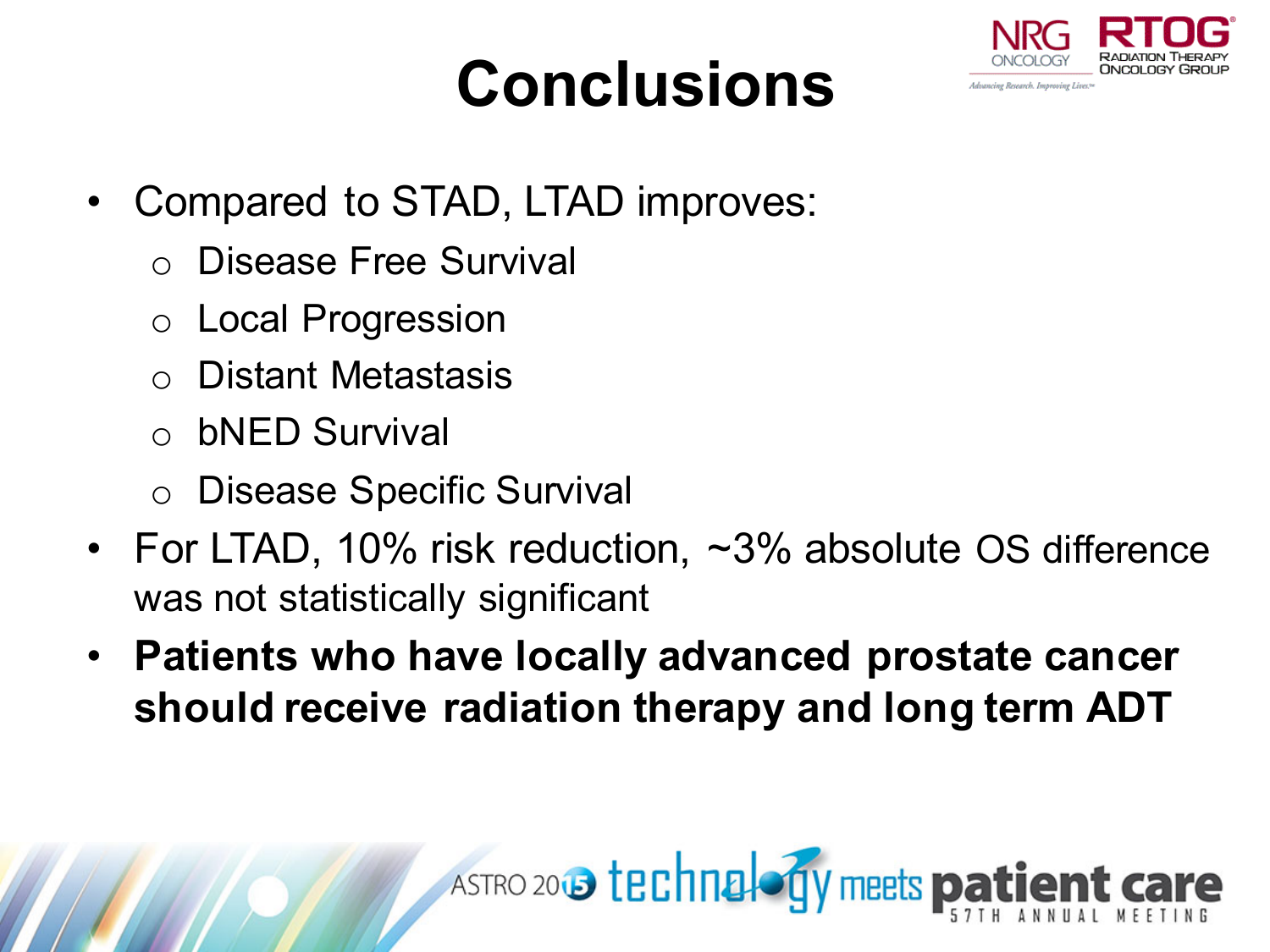# Conclusions

- Compared to STAD, LTAD improves:
  - Disease Free Survival
  - Local Progression
  - Distant Metastasis
  - bNED Survival
  - Disease Specific Survival
- For LTAD, 10% risk reduction, ~3% absolute OS difference was not statistically significant
- **Patients who have locally advanced prostate cancer should receive radiation therapy and long term ADT**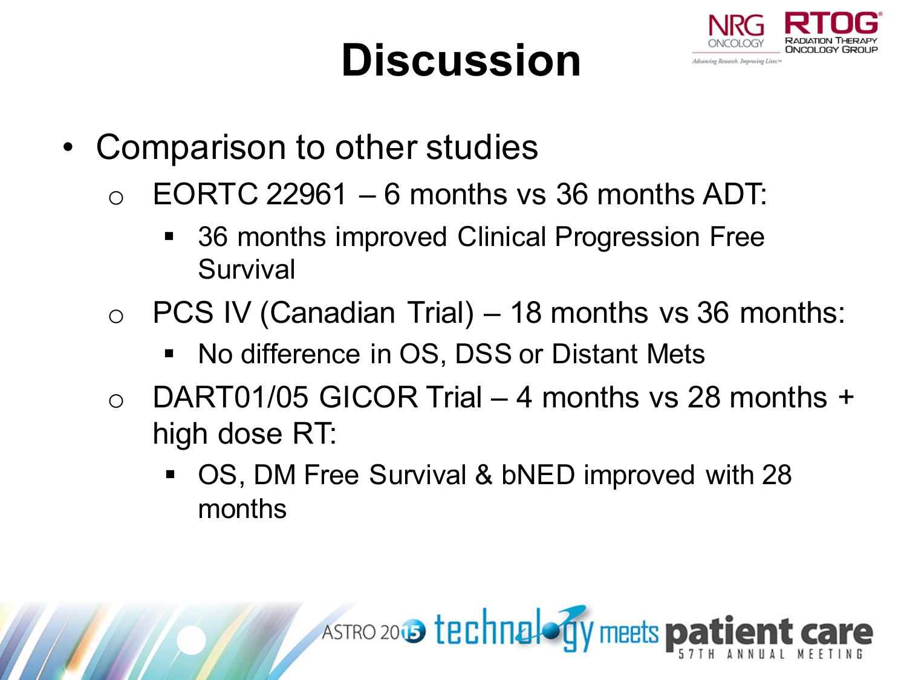# Discussion

- Comparison to other studies
  - EORTC 22961 – 6 months vs 36 months ADT:
    - 36 months improved Clinical Progression Free Survival
  - PCS IV (Canadian Trial) – 18 months vs 36 months:
    - No difference in OS, DSS or Distant Mets
  - DART01/05 GICOR Trial – 4 months vs 28 months + high dose RT:
    - OS, DM Free Survival & bNED improved with 28 months